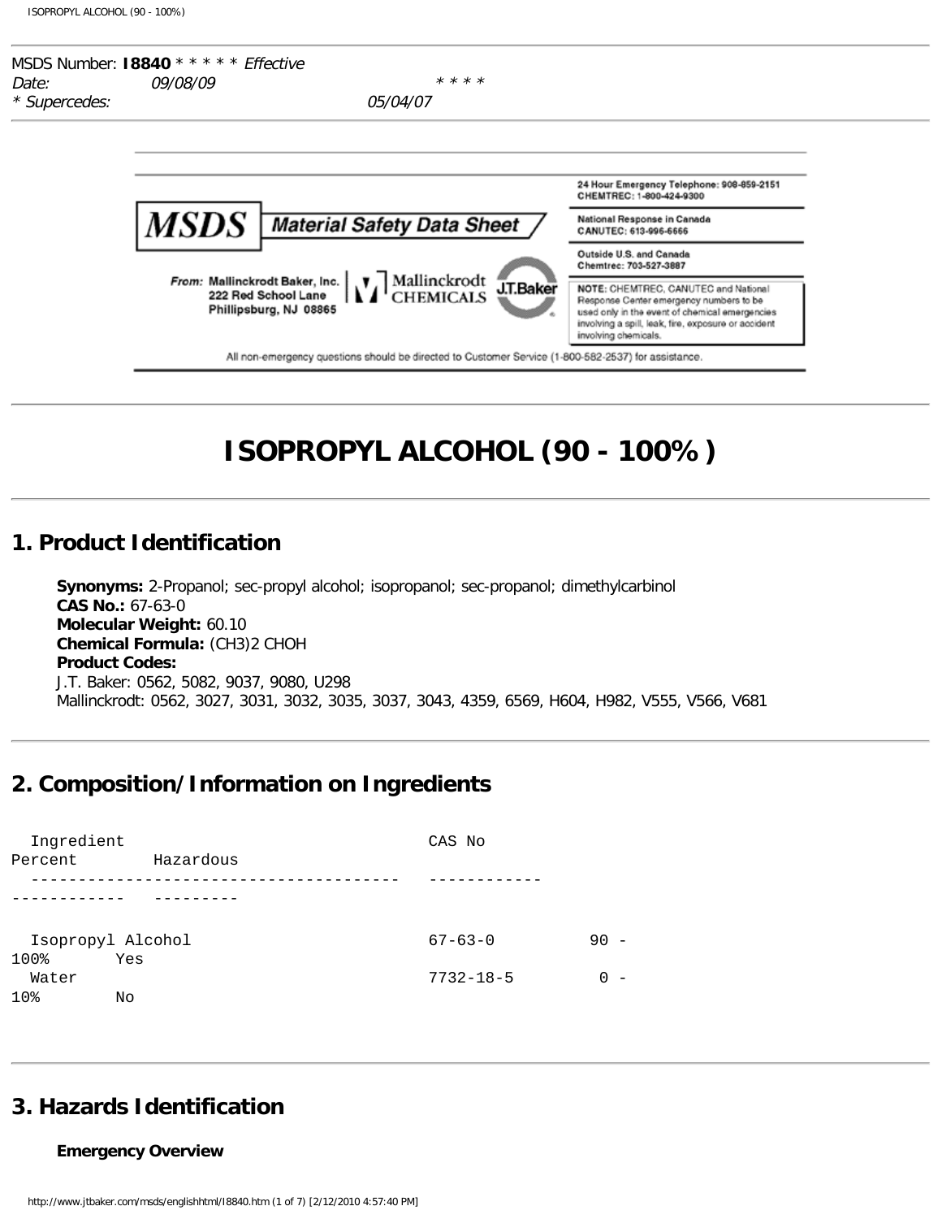MSDS Number: **I8840** * * * * * *Effective Date:* *09/08/09* * * * * *Supercedes:* *05/04/07*

24 Hour Emergency Telephone: 908-859-2151
CHEMTREC: 1-800-424-9300

National Response in Canada
CANUTEC: 613-996-6666

Outside U.S. and Canada
Chemtrec: 703-527-3887

NOTE: CHEMTREC, CANUTEC and National Response Center emergency numbers to be used only in the event of chemical emergencies involving a spill, leak, fire, exposure or accident involving chemicals.

**MSDS** Material Safety Data Sheet

From: Mallinckrodt Baker, Inc.
222 Red School Lane
Phillipsburg, NJ 08865

Mallinckrodt CHEMICALS J.T.Baker

All non-emergency questions should be directed to Customer Service (1-800-582-2537) for assistance.

# ISOPROPYL ALCOHOL (90 - 100%)

## 1. Product Identification

**Synonyms:** 2-Propanol; sec-propyl alcohol; isopropanol; sec-propanol; dimethylcarbinol
**CAS No.:** 67-63-0
**Molecular Weight:** 60.10
**Chemical Formula:** (CH3)2 CHOH
**Product Codes:**
J.T. Baker: 0562, 5082, 9037, 9080, U298
Mallinckrodt: 0562, 3027, 3031, 3032, 3035, 3037, 3043, 4359, 6569, H604, H982, V555, V566, V681

## 2. Composition/Information on Ingredients

| Ingredient | CAS No | Percent | Hazardous |
|---|---|---|---|
| Isopropyl Alcohol | 67-63-0 | 90 - 100% | Yes |
| Water | 7732-18-5 | 0 - 10% | No |

## 3. Hazards Identification

**Emergency Overview**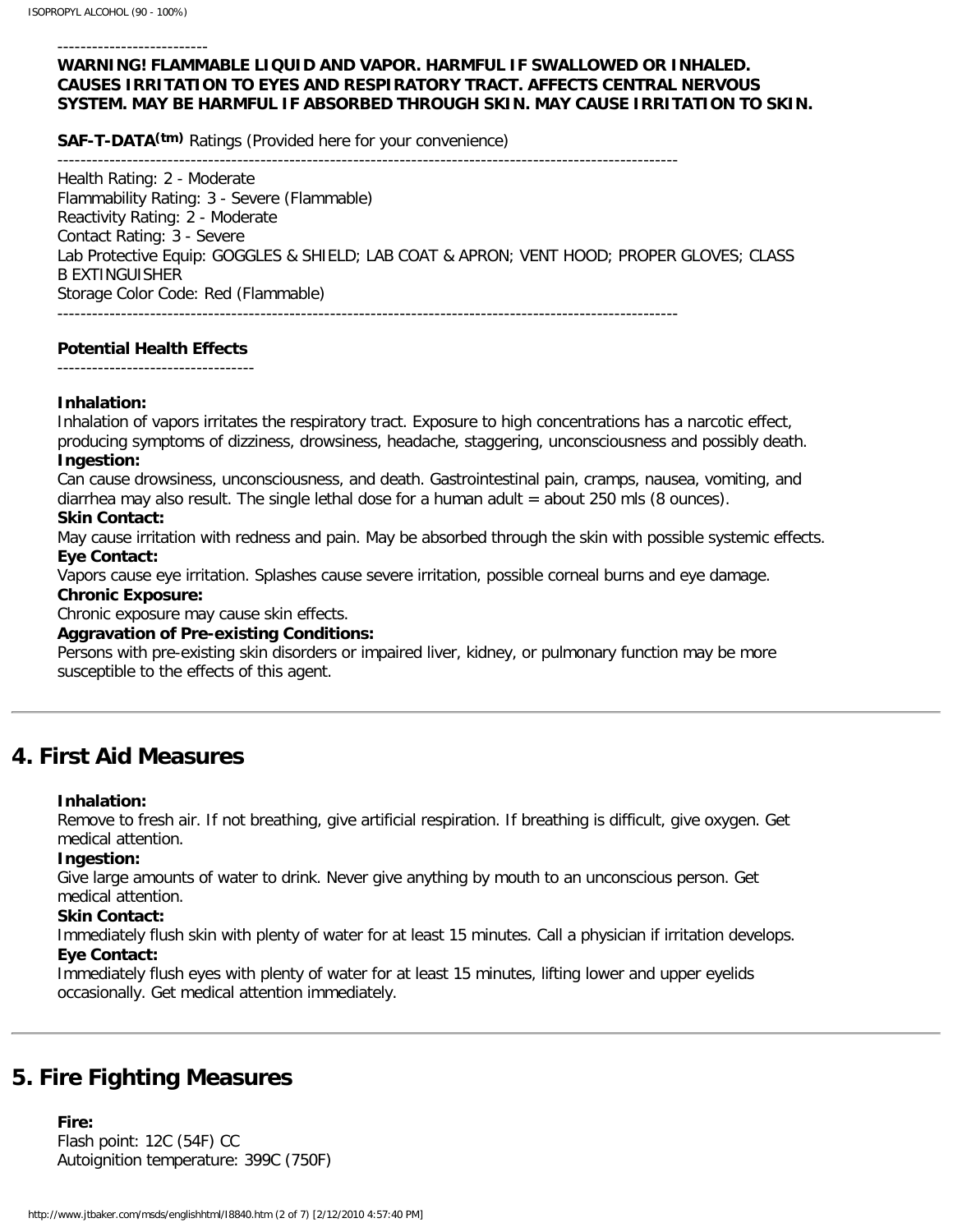**WARNING! FLAMMABLE LIQUID AND VAPOR. HARMFUL IF SWALLOWED OR INHALED. CAUSES IRRITATION TO EYES AND RESPIRATORY TRACT. AFFECTS CENTRAL NERVOUS SYSTEM. MAY BE HARMFUL IF ABSORBED THROUGH SKIN. MAY CAUSE IRRITATION TO SKIN.**

**SAF-T-DATA(tm)** Ratings (Provided here for your convenience)

-----------------------------------------------------------------------------------------------------------

Health Rating: 2 - Moderate
Flammability Rating: 3 - Severe (Flammable)
Reactivity Rating: 2 - Moderate
Contact Rating: 3 - Severe
Lab Protective Equip: GOGGLES & SHIELD; LAB COAT & APRON; VENT HOOD; PROPER GLOVES; CLASS B EXTINGUISHER
Storage Color Code: Red (Flammable)

-----------------------------------------------------------------------------------------------------------

**Potential Health Effects**

----------------------------------

**Inhalation:**
Inhalation of vapors irritates the respiratory tract. Exposure to high concentrations has a narcotic effect, producing symptoms of dizziness, drowsiness, headache, staggering, unconsciousness and possibly death.

**Ingestion:**
Can cause drowsiness, unconsciousness, and death. Gastrointestinal pain, cramps, nausea, vomiting, and diarrhea may also result. The single lethal dose for a human adult = about 250 mls (8 ounces).

**Skin Contact:**
May cause irritation with redness and pain. May be absorbed through the skin with possible systemic effects.

**Eye Contact:**
Vapors cause eye irritation. Splashes cause severe irritation, possible corneal burns and eye damage.

**Chronic Exposure:**
Chronic exposure may cause skin effects.

**Aggravation of Pre-existing Conditions:**
Persons with pre-existing skin disorders or impaired liver, kidney, or pulmonary function may be more susceptible to the effects of this agent.

## 4. First Aid Measures

**Inhalation:**
Remove to fresh air. If not breathing, give artificial respiration. If breathing is difficult, give oxygen. Get medical attention.

**Ingestion:**
Give large amounts of water to drink. Never give anything by mouth to an unconscious person. Get medical attention.

**Skin Contact:**
Immediately flush skin with plenty of water for at least 15 minutes. Call a physician if irritation develops.

**Eye Contact:**
Immediately flush eyes with plenty of water for at least 15 minutes, lifting lower and upper eyelids occasionally. Get medical attention immediately.

## 5. Fire Fighting Measures

**Fire:**
Flash point: 12C (54F) CC
Autoignition temperature: 399C (750F)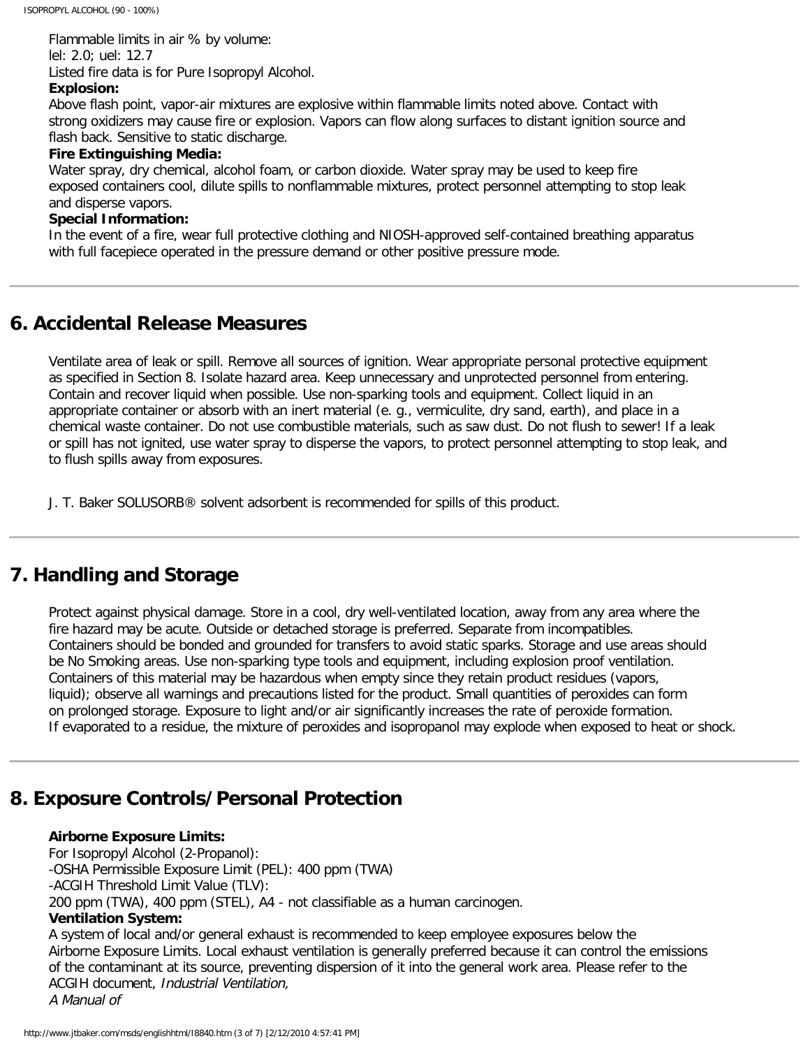Flammable limits in air % by volume:
lel: 2.0; uel: 12.7
Listed fire data is for Pure Isopropyl Alcohol.

**Explosion:**
Above flash point, vapor-air mixtures are explosive within flammable limits noted above. Contact with strong oxidizers may cause fire or explosion. Vapors can flow along surfaces to distant ignition source and flash back. Sensitive to static discharge.

**Fire Extinguishing Media:**
Water spray, dry chemical, alcohol foam, or carbon dioxide. Water spray may be used to keep fire exposed containers cool, dilute spills to nonflammable mixtures, protect personnel attempting to stop leak and disperse vapors.

**Special Information:**
In the event of a fire, wear full protective clothing and NIOSH-approved self-contained breathing apparatus with full facepiece operated in the pressure demand or other positive pressure mode.

## 6. Accidental Release Measures

Ventilate area of leak or spill. Remove all sources of ignition. Wear appropriate personal protective equipment as specified in Section 8. Isolate hazard area. Keep unnecessary and unprotected personnel from entering. Contain and recover liquid when possible. Use non-sparking tools and equipment. Collect liquid in an appropriate container or absorb with an inert material (e. g., vermiculite, dry sand, earth), and place in a chemical waste container. Do not use combustible materials, such as saw dust. Do not flush to sewer! If a leak or spill has not ignited, use water spray to disperse the vapors, to protect personnel attempting to stop leak, and to flush spills away from exposures.

J. T. Baker SOLUSORB® solvent adsorbent is recommended for spills of this product.

## 7. Handling and Storage

Protect against physical damage. Store in a cool, dry well-ventilated location, away from any area where the fire hazard may be acute. Outside or detached storage is preferred. Separate from incompatibles. Containers should be bonded and grounded for transfers to avoid static sparks. Storage and use areas should be No Smoking areas. Use non-sparking type tools and equipment, including explosion proof ventilation. Containers of this material may be hazardous when empty since they retain product residues (vapors, liquid); observe all warnings and precautions listed for the product. Small quantities of peroxides can form on prolonged storage. Exposure to light and/or air significantly increases the rate of peroxide formation. If evaporated to a residue, the mixture of peroxides and isopropanol may explode when exposed to heat or shock.

## 8. Exposure Controls/Personal Protection

**Airborne Exposure Limits:**
For Isopropyl Alcohol (2-Propanol):
-OSHA Permissible Exposure Limit (PEL): 400 ppm (TWA)
-ACGIH Threshold Limit Value (TLV):
200 ppm (TWA), 400 ppm (STEL), A4 - not classifiable as a human carcinogen.

**Ventilation System:**
A system of local and/or general exhaust is recommended to keep employee exposures below the Airborne Exposure Limits. Local exhaust ventilation is generally preferred because it can control the emissions of the contaminant at its source, preventing dispersion of it into the general work area. Please refer to the ACGIH document, *Industrial Ventilation, A Manual of*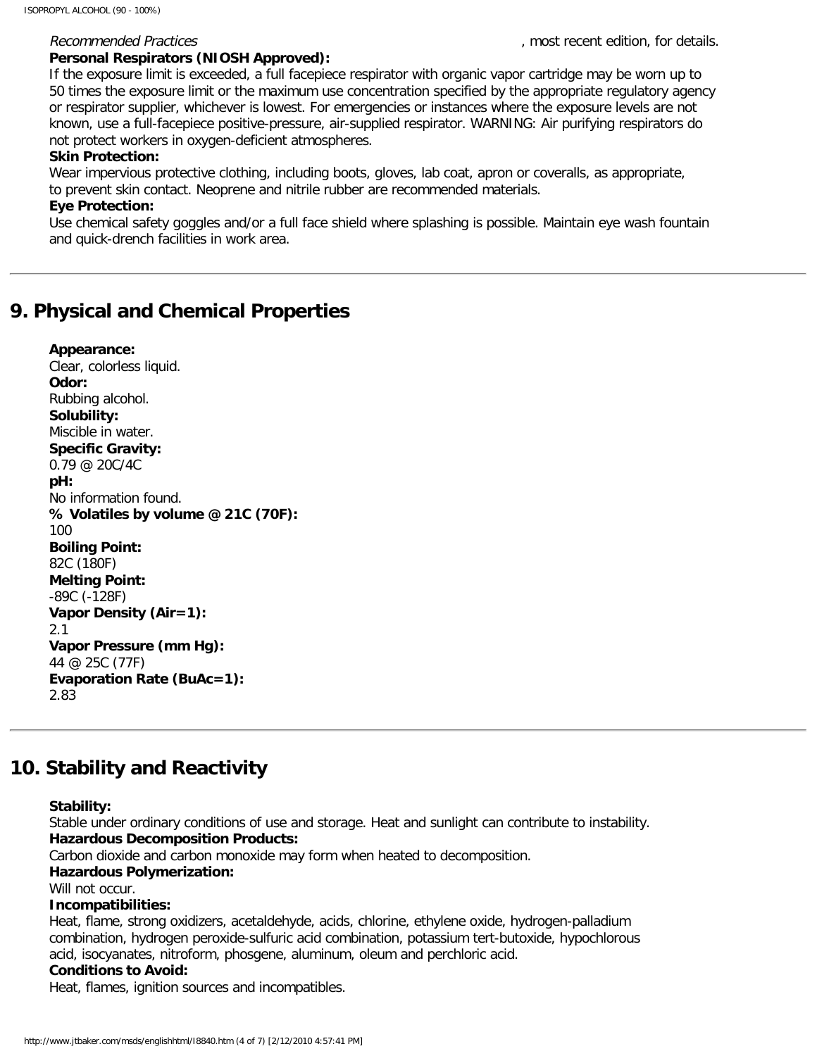*Recommended Practices* , most recent edition, for details.

**Personal Respirators (NIOSH Approved):**

If the exposure limit is exceeded, a full facepiece respirator with organic vapor cartridge may be worn up to 50 times the exposure limit or the maximum use concentration specified by the appropriate regulatory agency or respirator supplier, whichever is lowest. For emergencies or instances where the exposure levels are not known, use a full-facepiece positive-pressure, air-supplied respirator. WARNING: Air purifying respirators do not protect workers in oxygen-deficient atmospheres.

**Skin Protection:**

Wear impervious protective clothing, including boots, gloves, lab coat, apron or coveralls, as appropriate, to prevent skin contact. Neoprene and nitrile rubber are recommended materials.

**Eye Protection:**

Use chemical safety goggles and/or a full face shield where splashing is possible. Maintain eye wash fountain and quick-drench facilities in work area.

---

## 9. Physical and Chemical Properties

**Appearance:**
Clear, colorless liquid.
**Odor:**
Rubbing alcohol.
**Solubility:**
Miscible in water.
**Specific Gravity:**
0.79 @ 20C/4C
**pH:**
No information found.
**% Volatiles by volume @ 21C (70F):**
100
**Boiling Point:**
82C (180F)
**Melting Point:**
-89C (-128F)
**Vapor Density (Air=1):**
2.1
**Vapor Pressure (mm Hg):**
44 @ 25C (77F)
**Evaporation Rate (BuAc=1):**
2.83

---

## 10. Stability and Reactivity

**Stability:**
Stable under ordinary conditions of use and storage. Heat and sunlight can contribute to instability.
**Hazardous Decomposition Products:**
Carbon dioxide and carbon monoxide may form when heated to decomposition.
**Hazardous Polymerization:**
Will not occur.
**Incompatibilities:**
Heat, flame, strong oxidizers, acetaldehyde, acids, chlorine, ethylene oxide, hydrogen-palladium combination, hydrogen peroxide-sulfuric acid combination, potassium tert-butoxide, hypochlorous acid, isocyanates, nitroform, phosgene, aluminum, oleum and perchloric acid.
**Conditions to Avoid:**
Heat, flames, ignition sources and incompatibles.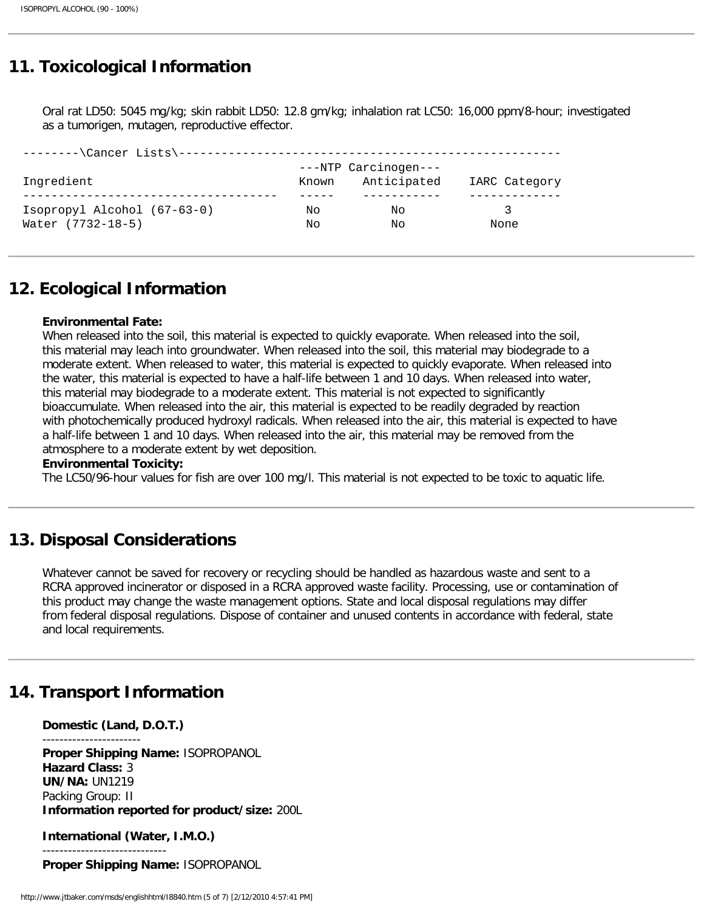## 11. Toxicological Information

Oral rat LD50: 5045 mg/kg; skin rabbit LD50: 12.8 gm/kg; inhalation rat LC50: 16,000 ppm/8-hour; investigated as a tumorigen, mutagen, reproductive effector.

--------\Cancer Lists\------------------------------------------------------

| Ingredient | ---NTP Carcinogen--- Known | Anticipated | IARC Category |
|---|---|---|---|
| Isopropyl Alcohol (67-63-0) | No | No | 3 |
| Water (7732-18-5) | No | No | None |

## 12. Ecological Information

**Environmental Fate:**
When released into the soil, this material is expected to quickly evaporate. When released into the soil, this material may leach into groundwater. When released into the soil, this material may biodegrade to a moderate extent. When released to water, this material is expected to quickly evaporate. When released into the water, this material is expected to have a half-life between 1 and 10 days. When released into water, this material may biodegrade to a moderate extent. This material is not expected to significantly bioaccumulate. When released into the air, this material is expected to be readily degraded by reaction with photochemically produced hydroxyl radicals. When released into the air, this material is expected to have a half-life between 1 and 10 days. When released into the air, this material may be removed from the atmosphere to a moderate extent by wet deposition.
**Environmental Toxicity:**
The LC50/96-hour values for fish are over 100 mg/l. This material is not expected to be toxic to aquatic life.

## 13. Disposal Considerations

Whatever cannot be saved for recovery or recycling should be handled as hazardous waste and sent to a RCRA approved incinerator or disposed in a RCRA approved waste facility. Processing, use or contamination of this product may change the waste management options. State and local disposal regulations may differ from federal disposal regulations. Dispose of container and unused contents in accordance with federal, state and local requirements.

## 14. Transport Information

**Domestic (Land, D.O.T.)**
-----------------------
**Proper Shipping Name:** ISOPROPANOL
**Hazard Class:** 3
**UN/NA:** UN1219
Packing Group: II
**Information reported for product/size:** 200L

**International (Water, I.M.O.)**
-----------------------------
**Proper Shipping Name:** ISOPROPANOL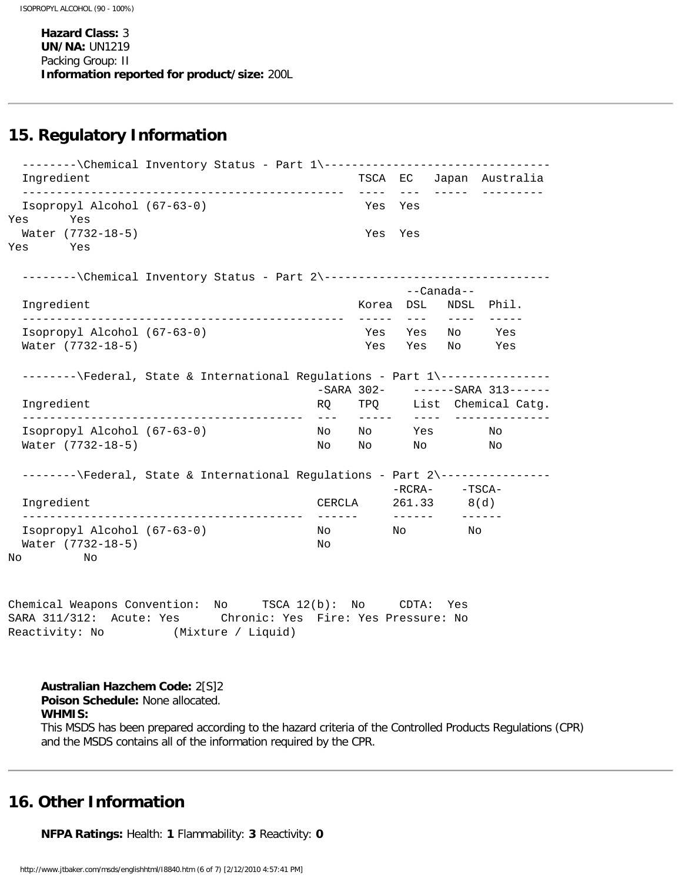**Hazard Class:** 3
**UN/NA:** UN1219
Packing Group: II
**Information reported for product/size:** 200L

## 15. Regulatory Information

--------\Chemical Inventory Status - Part 1\---------------------------------

| Ingredient | TSCA | EC | Japan | Australia |
|---|---|---|---|---|
| Isopropyl Alcohol (67-63-0) | Yes | Yes | Yes | Yes |
| Water (7732-18-5) | Yes | Yes | Yes | Yes |

--------\Chemical Inventory Status - Part 2\---------------------------------

| Ingredient | Korea | --Canada-- DSL | NDSL | Phil. |
|---|---|---|---|---|
| Isopropyl Alcohol (67-63-0) | Yes | Yes | No | Yes |
| Water (7732-18-5) | Yes | Yes | No | Yes |

--------\Federal, State & International Regulations - Part 1\----------------

| Ingredient | -SARA 302- RQ | TPQ | ------SARA 313------ List | Chemical Catg. |
|---|---|---|---|---|
| Isopropyl Alcohol (67-63-0) | No | No | Yes | No |
| Water (7732-18-5) | No | No | No | No |

--------\Federal, State & International Regulations - Part 2\----------------

| Ingredient | CERCLA | -RCRA- 261.33 | -TSCA- 8(d) |
|---|---|---|---|
| Isopropyl Alcohol (67-63-0) | No | No | No |
| Water (7732-18-5) | No | No | No |

Chemical Weapons Convention: No TSCA 12(b): No CDTA: Yes
SARA 311/312: Acute: Yes Chronic: Yes Fire: Yes Pressure: No
Reactivity: No (Mixture / Liquid)

**Australian Hazchem Code:** 2[S]2
**Poison Schedule:** None allocated.
**WHMIS:**
This MSDS has been prepared according to the hazard criteria of the Controlled Products Regulations (CPR) and the MSDS contains all of the information required by the CPR.

## 16. Other Information

**NFPA Ratings:** Health: **1** Flammability: **3** Reactivity: **0**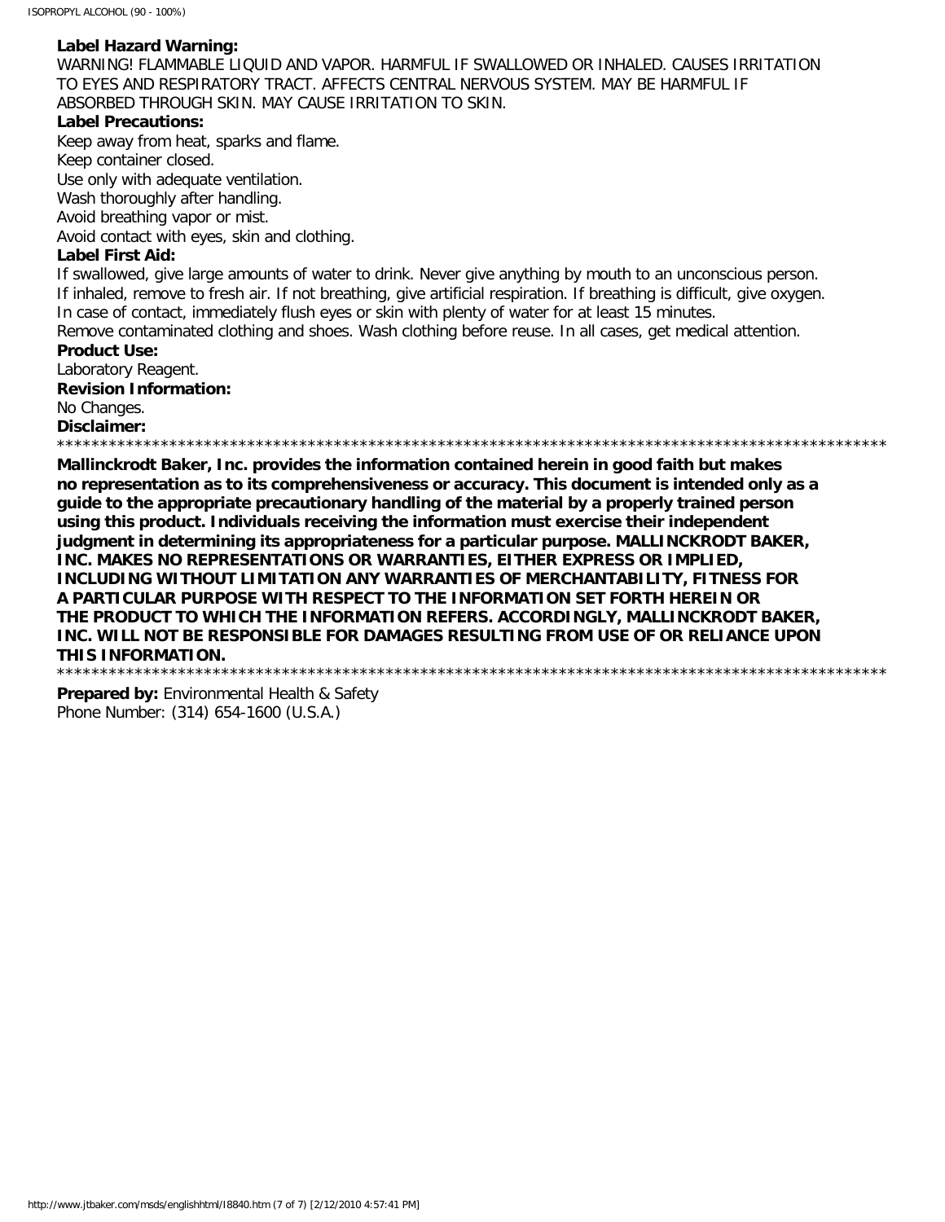**Label Hazard Warning:**

WARNING! FLAMMABLE LIQUID AND VAPOR. HARMFUL IF SWALLOWED OR INHALED. CAUSES IRRITATION TO EYES AND RESPIRATORY TRACT. AFFECTS CENTRAL NERVOUS SYSTEM. MAY BE HARMFUL IF ABSORBED THROUGH SKIN. MAY CAUSE IRRITATION TO SKIN.

**Label Precautions:**

Keep away from heat, sparks and flame.
Keep container closed.
Use only with adequate ventilation.
Wash thoroughly after handling.
Avoid breathing vapor or mist.
Avoid contact with eyes, skin and clothing.

**Label First Aid:**

If swallowed, give large amounts of water to drink. Never give anything by mouth to an unconscious person. If inhaled, remove to fresh air. If not breathing, give artificial respiration. If breathing is difficult, give oxygen. In case of contact, immediately flush eyes or skin with plenty of water for at least 15 minutes. Remove contaminated clothing and shoes. Wash clothing before reuse. In all cases, get medical attention.

**Product Use:**

Laboratory Reagent.

**Revision Information:**

No Changes.

**Disclaimer:**

************************************************************************************************

**Mallinckrodt Baker, Inc. provides the information contained herein in good faith but makes no representation as to its comprehensiveness or accuracy. This document is intended only as a guide to the appropriate precautionary handling of the material by a properly trained person using this product. Individuals receiving the information must exercise their independent judgment in determining its appropriateness for a particular purpose. MALLINCKRODT BAKER, INC. MAKES NO REPRESENTATIONS OR WARRANTIES, EITHER EXPRESS OR IMPLIED, INCLUDING WITHOUT LIMITATION ANY WARRANTIES OF MERCHANTABILITY, FITNESS FOR A PARTICULAR PURPOSE WITH RESPECT TO THE INFORMATION SET FORTH HEREIN OR THE PRODUCT TO WHICH THE INFORMATION REFERS. ACCORDINGLY, MALLINCKRODT BAKER, INC. WILL NOT BE RESPONSIBLE FOR DAMAGES RESULTING FROM USE OF OR RELIANCE UPON THIS INFORMATION.**

************************************************************************************************

**Prepared by:** Environmental Health & Safety
Phone Number: (314) 654-1600 (U.S.A.)